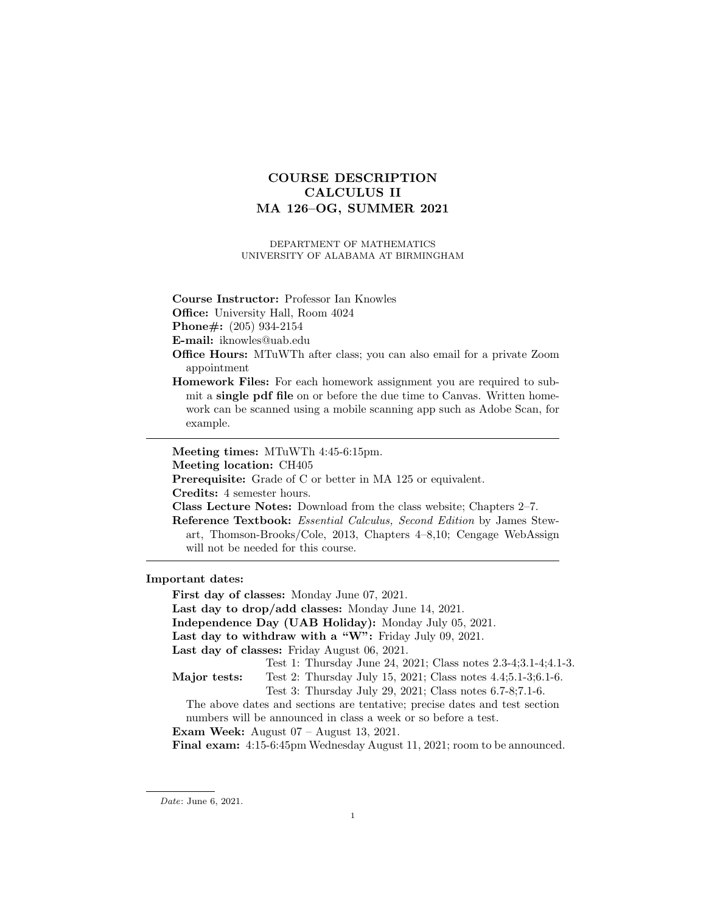# COURSE DESCRIPTION
# CALCULUS II
# MA 126–OG, SUMMER 2021

DEPARTMENT OF MATHEMATICS
UNIVERSITY OF ALABAMA AT BIRMINGHAM

**Course Instructor:** Professor Ian Knowles

**Office:** University Hall, Room 4024

**Phone#:** (205) 934-2154

**E-mail:** iknowles@uab.edu

**Office Hours:** MTuWTh after class; you can also email for a private Zoom appointment

**Homework Files:** For each homework assignment you are required to submit a **single pdf file** on or before the due time to Canvas. Written homework can be scanned using a mobile scanning app such as Adobe Scan, for example.

---

**Meeting times:** MTuWTh 4:45-6:15pm.

**Meeting location:** CH405

**Prerequisite:** Grade of C or better in MA 125 or equivalent.

**Credits:** 4 semester hours.

**Class Lecture Notes:** Download from the class website; Chapters 2–7.

**Reference Textbook:** *Essential Calculus, Second Edition* by James Stewart, Thomson-Brooks/Cole, 2013, Chapters 4–8,10; Cengage WebAssign will not be needed for this course.

---

**Important dates:**

**First day of classes:** Monday June 07, 2021.

**Last day to drop/add classes:** Monday June 14, 2021.

**Independence Day (UAB Holiday):** Monday July 05, 2021.

**Last day to withdraw with a "W":** Friday July 09, 2021.

**Last day of classes:** Friday August 06, 2021.

**Major tests:**
- Test 1: Thursday June 24, 2021; Class notes 2.3-4;3.1-4;4.1-3.
- Test 2: Thursday July 15, 2021; Class notes 4.4;5.1-3;6.1-6.
- Test 3: Thursday July 29, 2021; Class notes 6.7-8;7.1-6.

The above dates and sections are tentative; precise dates and test section numbers will be announced in class a week or so before a test.

**Exam Week:** August 07 – August 13, 2021.

**Final exam:** 4:15-6:45pm Wednesday August 11, 2021; room to be announced.

*Date*: June 6, 2021.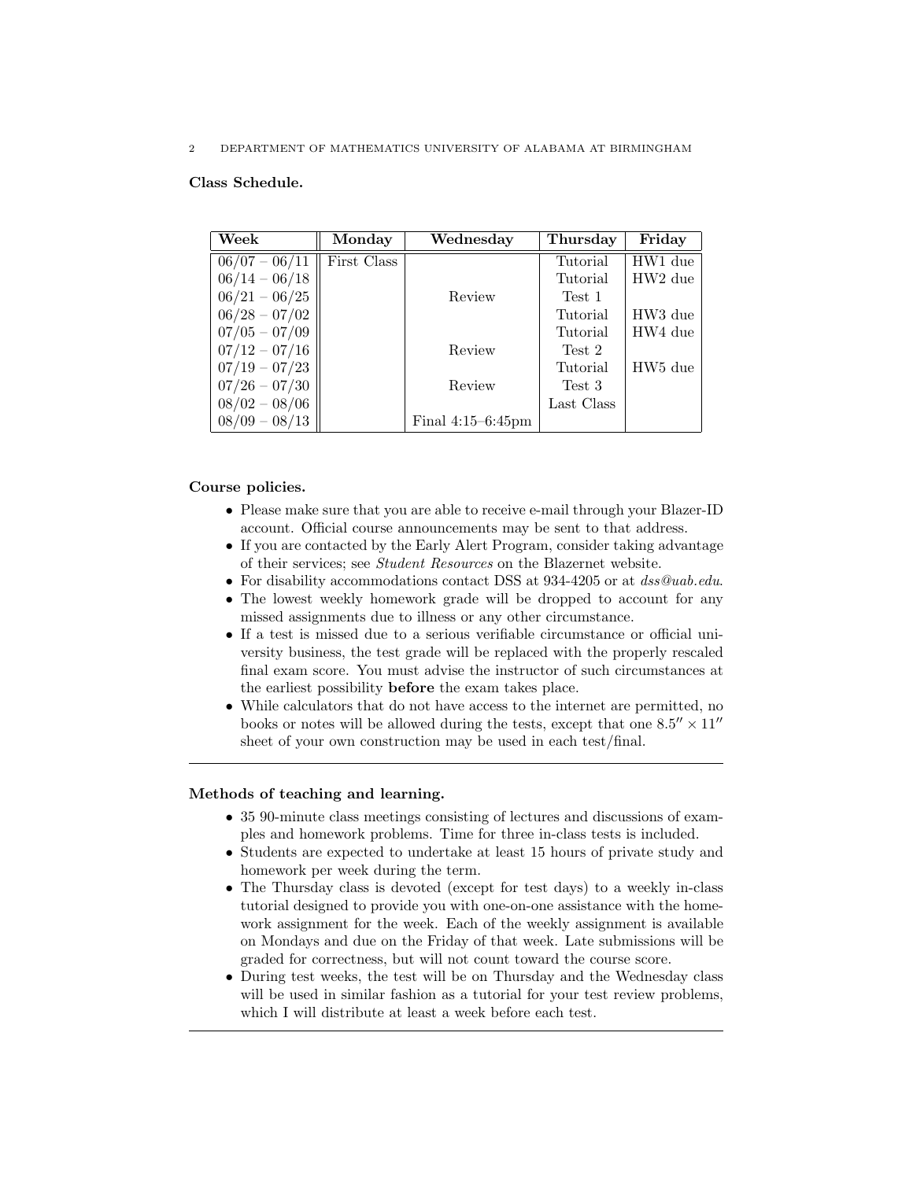### Class Schedule.

| Week | Monday | Wednesday | Thursday | Friday |
|---|---|---|---|---|
| 06/07 – 06/11 | First Class | | Tutorial | HW1 due |
| 06/14 – 06/18 | | | Tutorial | HW2 due |
| 06/21 – 06/25 | | Review | Test 1 | |
| 06/28 – 07/02 | | | Tutorial | HW3 due |
| 07/05 – 07/09 | | | Tutorial | HW4 due |
| 07/12 – 07/16 | | Review | Test 2 | |
| 07/19 – 07/23 | | | Tutorial | HW5 due |
| 07/26 – 07/30 | | Review | Test 3 | |
| 08/02 – 08/06 | | | Last Class | |
| 08/09 – 08/13 | | Final 4:15–6:45pm | | |

### Course policies.

- Please make sure that you are able to receive e-mail through your Blazer-ID account. Official course announcements may be sent to that address.
- If you are contacted by the Early Alert Program, consider taking advantage of their services; see *Student Resources* on the Blazernet website.
- For disability accommodations contact DSS at 934-4205 or at *dss@uab.edu*.
- The lowest weekly homework grade will be dropped to account for any missed assignments due to illness or any other circumstance.
- If a test is missed due to a serious verifiable circumstance or official university business, the test grade will be replaced with the properly rescaled final exam score. You must advise the instructor of such circumstances at the earliest possibility **before** the exam takes place.
- While calculators that do not have access to the internet are permitted, no books or notes will be allowed during the tests, except that one $8.5'' \times 11''$ sheet of your own construction may be used in each test/final.

---

### Methods of teaching and learning.

- 35 90-minute class meetings consisting of lectures and discussions of examples and homework problems. Time for three in-class tests is included.
- Students are expected to undertake at least 15 hours of private study and homework per week during the term.
- The Thursday class is devoted (except for test days) to a weekly in-class tutorial designed to provide you with one-on-one assistance with the homework assignment for the week. Each of the weekly assignment is available on Mondays and due on the Friday of that week. Late submissions will be graded for correctness, but will not count toward the course score.
- During test weeks, the test will be on Thursday and the Wednesday class will be used in similar fashion as a tutorial for your test review problems, which I will distribute at least a week before each test.

---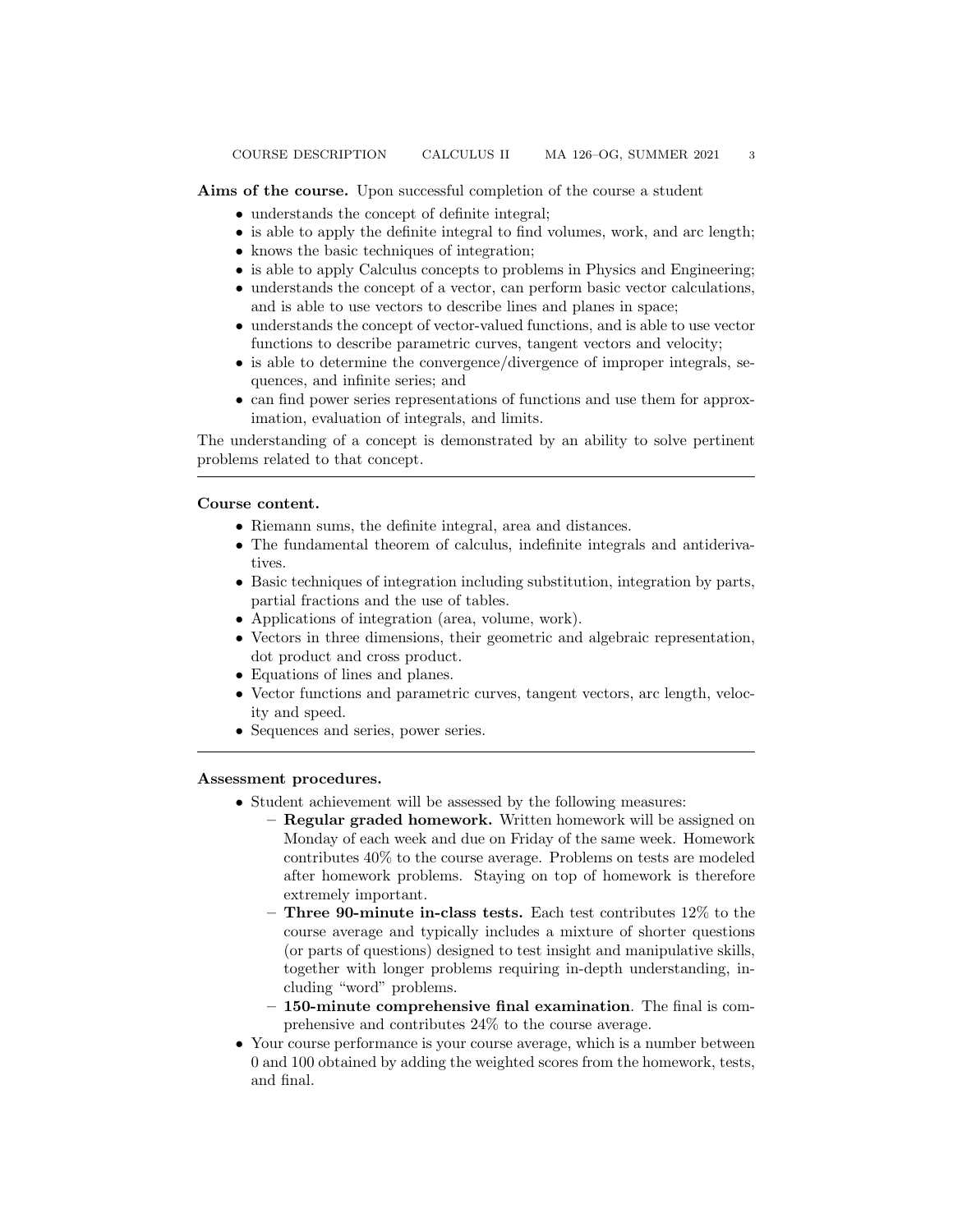**Aims of the course.** Upon successful completion of the course a student

- understands the concept of definite integral;
- is able to apply the definite integral to find volumes, work, and arc length;
- knows the basic techniques of integration;
- is able to apply Calculus concepts to problems in Physics and Engineering;
- understands the concept of a vector, can perform basic vector calculations, and is able to use vectors to describe lines and planes in space;
- understands the concept of vector-valued functions, and is able to use vector functions to describe parametric curves, tangent vectors and velocity;
- is able to determine the convergence/divergence of improper integrals, sequences, and infinite series; and
- can find power series representations of functions and use them for approximation, evaluation of integrals, and limits.

The understanding of a concept is demonstrated by an ability to solve pertinent problems related to that concept.

---

**Course content.**

- Riemann sums, the definite integral, area and distances.
- The fundamental theorem of calculus, indefinite integrals and antiderivatives.
- Basic techniques of integration including substitution, integration by parts, partial fractions and the use of tables.
- Applications of integration (area, volume, work).
- Vectors in three dimensions, their geometric and algebraic representation, dot product and cross product.
- Equations of lines and planes.
- Vector functions and parametric curves, tangent vectors, arc length, velocity and speed.
- Sequences and series, power series.

---

**Assessment procedures.**

- Student achievement will be assessed by the following measures:
  - **Regular graded homework.** Written homework will be assigned on Monday of each week and due on Friday of the same week. Homework contributes 40% to the course average. Problems on tests are modeled after homework problems. Staying on top of homework is therefore extremely important.
  - **Three 90-minute in-class tests.** Each test contributes 12% to the course average and typically includes a mixture of shorter questions (or parts of questions) designed to test insight and manipulative skills, together with longer problems requiring in-depth understanding, including "word" problems.
  - **150-minute comprehensive final examination**. The final is comprehensive and contributes 24% to the course average.
- Your course performance is your course average, which is a number between 0 and 100 obtained by adding the weighted scores from the homework, tests, and final.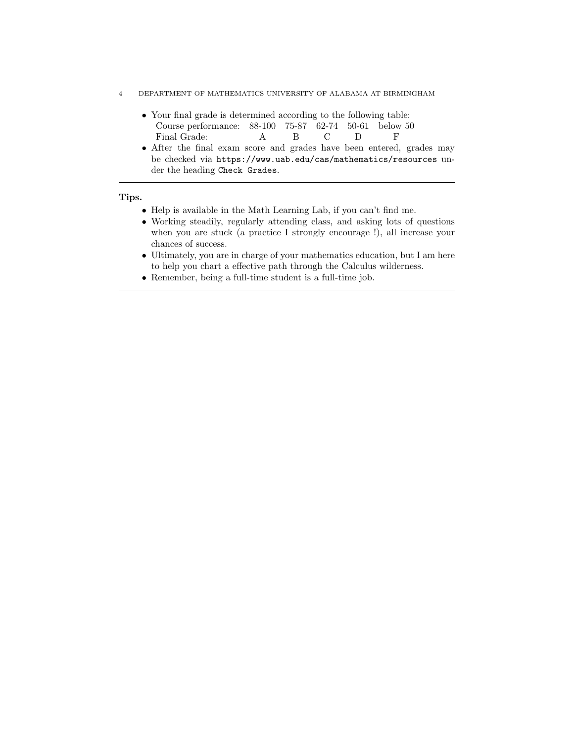- Your final grade is determined according to the following table:

| Course performance: | 88-100 | 75-87 | 62-74 | 50-61 | below 50 |
| --- | --- | --- | --- | --- | --- |
| Final Grade: | A | B | C | D | F |

- After the final exam score and grades have been entered, grades may be checked via `https://www.uab.edu/cas/mathematics/resources` under the heading `Check Grades`.

---

**Tips.**

- Help is available in the Math Learning Lab, if you can't find me.
- Working steadily, regularly attending class, and asking lots of questions when you are stuck (a practice I strongly encourage !), all increase your chances of success.
- Ultimately, you are in charge of your mathematics education, but I am here to help you chart a effective path through the Calculus wilderness.
- Remember, being a full-time student is a full-time job.

---